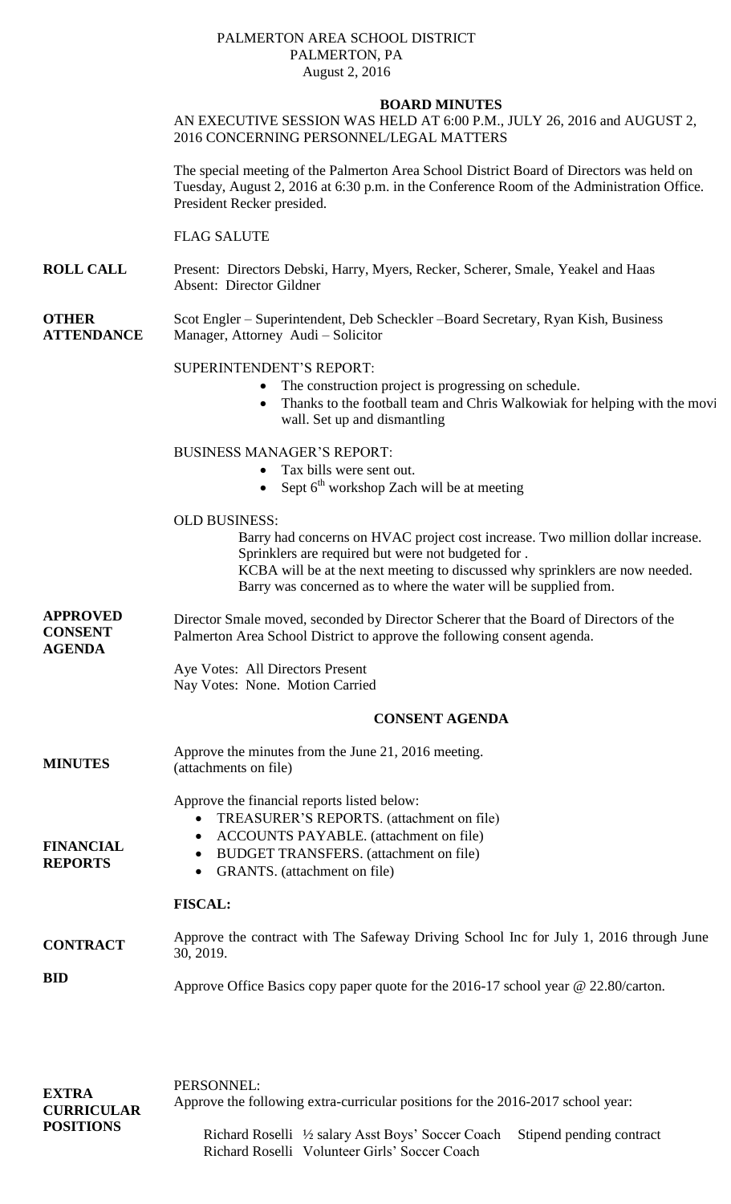PALMERTON AREA SCHOOL DISTRICT
PALMERTON, PA
August 2, 2016

## BOARD MINUTES

AN EXECUTIVE SESSION WAS HELD AT 6:00 P.M., JULY 26, 2016 and AUGUST 2, 2016 CONCERNING PERSONNEL/LEGAL MATTERS

The special meeting of the Palmerton Area School District Board of Directors was held on Tuesday, August 2, 2016 at 6:30 p.m. in the Conference Room of the Administration Office. President Recker presided.

FLAG SALUTE

**ROLL CALL** Present: Directors Debski, Harry, Myers, Recker, Scherer, Smale, Yeakel and Haas
Absent: Director Gildner

**OTHER ATTENDANCE** Scot Engler – Superintendent, Deb Scheckler –Board Secretary, Ryan Kish, Business Manager, Attorney Audi – Solicitor

SUPERINTENDENT'S REPORT:

- The construction project is progressing on schedule.
- Thanks to the football team and Chris Walkowiak for helping with the movi wall. Set up and dismantling

BUSINESS MANAGER'S REPORT:

- Tax bills were sent out.
- Sept 6th workshop Zach will be at meeting

OLD BUSINESS:

Barry had concerns on HVAC project cost increase. Two million dollar increase.
Sprinklers are required but were not budgeted for .
KCBA will be at the next meeting to discussed why sprinklers are now needed.
Barry was concerned as to where the water will be supplied from.

**APPROVED CONSENT AGENDA** Director Smale moved, seconded by Director Scherer that the Board of Directors of the Palmerton Area School District to approve the following consent agenda.

Aye Votes: All Directors Present
Nay Votes: None. Motion Carried

## CONSENT AGENDA

**MINUTES** Approve the minutes from the June 21, 2016 meeting.
(attachments on file)

**FINANCIAL REPORTS** Approve the financial reports listed below:

- TREASURER'S REPORTS. (attachment on file)
- ACCOUNTS PAYABLE. (attachment on file)
- BUDGET TRANSFERS. (attachment on file)
- GRANTS. (attachment on file)

**FISCAL:**

**CONTRACT** Approve the contract with The Safeway Driving School Inc for July 1, 2016 through June 30, 2019.

**BID** Approve Office Basics copy paper quote for the 2016-17 school year @ 22.80/carton.

**EXTRA CURRICULAR POSITIONS** PERSONNEL:
Approve the following extra-curricular positions for the 2016-2017 school year:

Richard Roselli ½ salary Asst Boys' Soccer Coach Stipend pending contract
Richard Roselli Volunteer Girls' Soccer Coach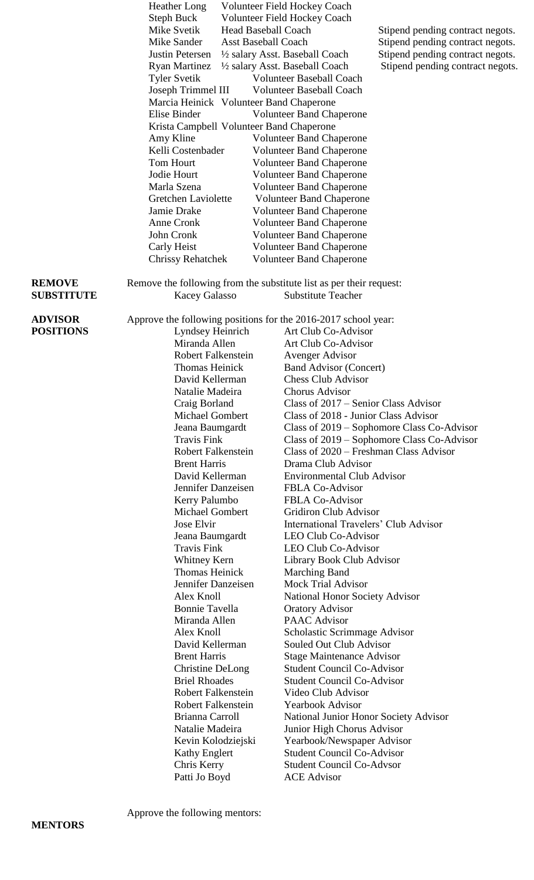| | | |
|---|---|---|
| Heather Long | Volunteer Field Hockey Coach | |
| Steph Buck | Volunteer Field Hockey Coach | |
| Mike Svetik | Head Baseball Coach | Stipend pending contract negots. |
| Mike Sander | Asst Baseball Coach | Stipend pending contract negots. |
| Justin Petersen | ½ salary Asst. Baseball Coach | Stipend pending contract negots. |
| Ryan Martinez | ½ salary Asst. Baseball Coach | Stipend pending contract negots. |
| Tyler Svetik | Volunteer Baseball Coach | |
| Joseph Trimmel III | Volunteer Baseball Coach | |
| Marcia Heinick | Volunteer Band Chaperone | |
| Elise Binder | Volunteer Band Chaperone | |
| Krista Campbell | Volunteer Band Chaperone | |
| Amy Kline | Volunteer Band Chaperone | |
| Kelli Costenbader | Volunteer Band Chaperone | |
| Tom Hourt | Volunteer Band Chaperone | |
| Jodie Hourt | Volunteer Band Chaperone | |
| Marla Szena | Volunteer Band Chaperone | |
| Gretchen Laviolette | Volunteer Band Chaperone | |
| Jamie Drake | Volunteer Band Chaperone | |
| Anne Cronk | Volunteer Band Chaperone | |
| John Cronk | Volunteer Band Chaperone | |
| Carly Heist | Volunteer Band Chaperone | |
| Chrissy Rehatchek | Volunteer Band Chaperone | |

**REMOVE SUBSTITUTE**

Remove the following from the substitute list as per their request:

| | |
|---|---|
| Kacey Galasso | Substitute Teacher |

**ADVISOR POSITIONS**

Approve the following positions for the 2016-2017 school year:

| | |
|---|---|
| Lyndsey Heinrich | Art Club Co-Advisor |
| Miranda Allen | Art Club Co-Advisor |
| Robert Falkenstein | Avenger Advisor |
| Thomas Heinick | Band Advisor (Concert) |
| David Kellerman | Chess Club Advisor |
| Natalie Madeira | Chorus Advisor |
| Craig Borland | Class of 2017 – Senior Class Advisor |
| Michael Gombert | Class of 2018 - Junior Class Advisor |
| Jeana Baumgardt | Class of 2019 – Sophomore Class Co-Advisor |
| Travis Fink | Class of 2019 – Sophomore Class Co-Advisor |
| Robert Falkenstein | Class of 2020 – Freshman Class Advisor |
| Brent Harris | Drama Club Advisor |
| David Kellerman | Environmental Club Advisor |
| Jennifer Danzeisen | FBLA Co-Advisor |
| Kerry Palumbo | FBLA Co-Advisor |
| Michael Gombert | Gridiron Club Advisor |
| Jose Elvir | International Travelers' Club Advisor |
| Jeana Baumgardt | LEO Club Co-Advisor |
| Travis Fink | LEO Club Co-Advisor |
| Whitney Kern | Library Book Club Advisor |
| Thomas Heinick | Marching Band |
| Jennifer Danzeisen | Mock Trial Advisor |
| Alex Knoll | National Honor Society Advisor |
| Bonnie Tavella | Oratory Advisor |
| Miranda Allen | PAAC Advisor |
| Alex Knoll | Scholastic Scrimmage Advisor |
| David Kellerman | Souled Out Club Advisor |
| Brent Harris | Stage Maintenance Advisor |
| Christine DeLong | Student Council Co-Advisor |
| Briel Rhoades | Student Council Co-Advisor |
| Robert Falkenstein | Video Club Advisor |
| Robert Falkenstein | Yearbook Advisor |
| Brianna Carroll | National Junior Honor Society Advisor |
| Natalie Madeira | Junior High Chorus Advisor |
| Kevin Kolodziejski | Yearbook/Newspaper Advisor |
| Kathy Englert | Student Council Co-Advisor |
| Chris Kerry | Student Council Co-Advsor |
| Patti Jo Boyd | ACE Advisor |

**MENTORS**

Approve the following mentors: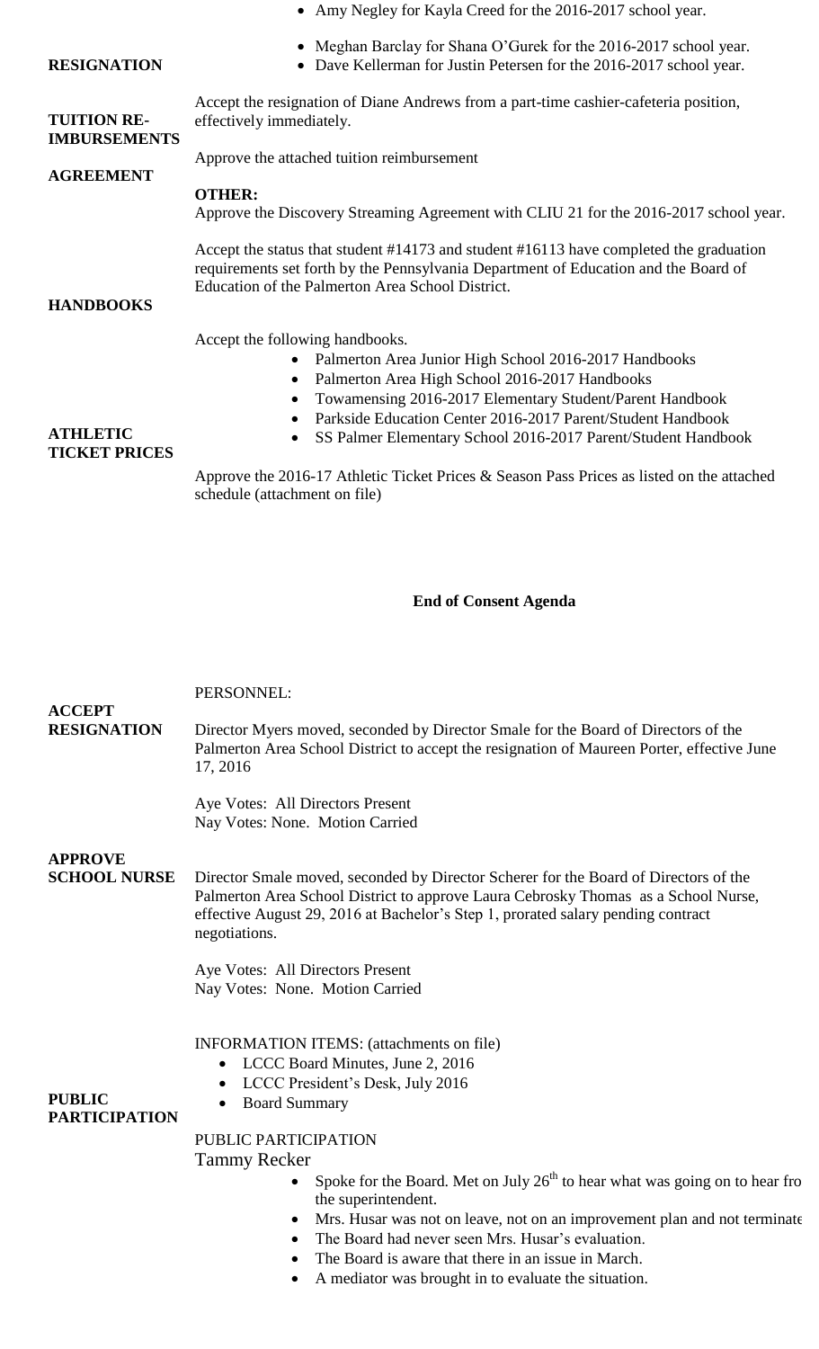- Amy Negley for Kayla Creed for the 2016-2017 school year.
- Meghan Barclay for Shana O'Gurek for the 2016-2017 school year.
- Dave Kellerman for Justin Petersen for the 2016-2017 school year.

**RESIGNATION**

Accept the resignation of Diane Andrews from a part-time cashier-cafeteria position, effectively immediately.

**TUITION RE-IMBURSEMENTS**

Approve the attached tuition reimbursement

**AGREEMENT**

**OTHER:**

Approve the Discovery Streaming Agreement with CLIU 21 for the 2016-2017 school year.

Accept the status that student #14173 and student #16113 have completed the graduation requirements set forth by the Pennsylvania Department of Education and the Board of Education of the Palmerton Area School District.

**HANDBOOKS**

Accept the following handbooks.

- Palmerton Area Junior High School 2016-2017 Handbooks
- Palmerton Area High School 2016-2017 Handbooks
- Towamensing 2016-2017 Elementary Student/Parent Handbook
- Parkside Education Center 2016-2017 Parent/Student Handbook
- SS Palmer Elementary School 2016-2017 Parent/Student Handbook

**ATHLETIC TICKET PRICES**

Approve the 2016-17 Athletic Ticket Prices & Season Pass Prices as listed on the attached schedule (attachment on file)

**End of Consent Agenda**

PERSONNEL:

**ACCEPT RESIGNATION**

Director Myers moved, seconded by Director Smale for the Board of Directors of the Palmerton Area School District to accept the resignation of Maureen Porter, effective June 17, 2016

Aye Votes: All Directors Present
Nay Votes: None. Motion Carried

**APPROVE SCHOOL NURSE**

Director Smale moved, seconded by Director Scherer for the Board of Directors of the Palmerton Area School District to approve Laura Cebrosky Thomas as a School Nurse, effective August 29, 2016 at Bachelor's Step 1, prorated salary pending contract negotiations.

Aye Votes: All Directors Present
Nay Votes: None. Motion Carried

INFORMATION ITEMS: (attachments on file)

- LCCC Board Minutes, June 2, 2016
- LCCC President's Desk, July 2016
- Board Summary

**PUBLIC PARTICIPATION**

PUBLIC PARTICIPATION

Tammy Recker

- Spoke for the Board. Met on July 26th to hear what was going on to hear fro the superintendent.
- Mrs. Husar was not on leave, not on an improvement plan and not terminate
- The Board had never seen Mrs. Husar's evaluation.
- The Board is aware that there in an issue in March.
- A mediator was brought in to evaluate the situation.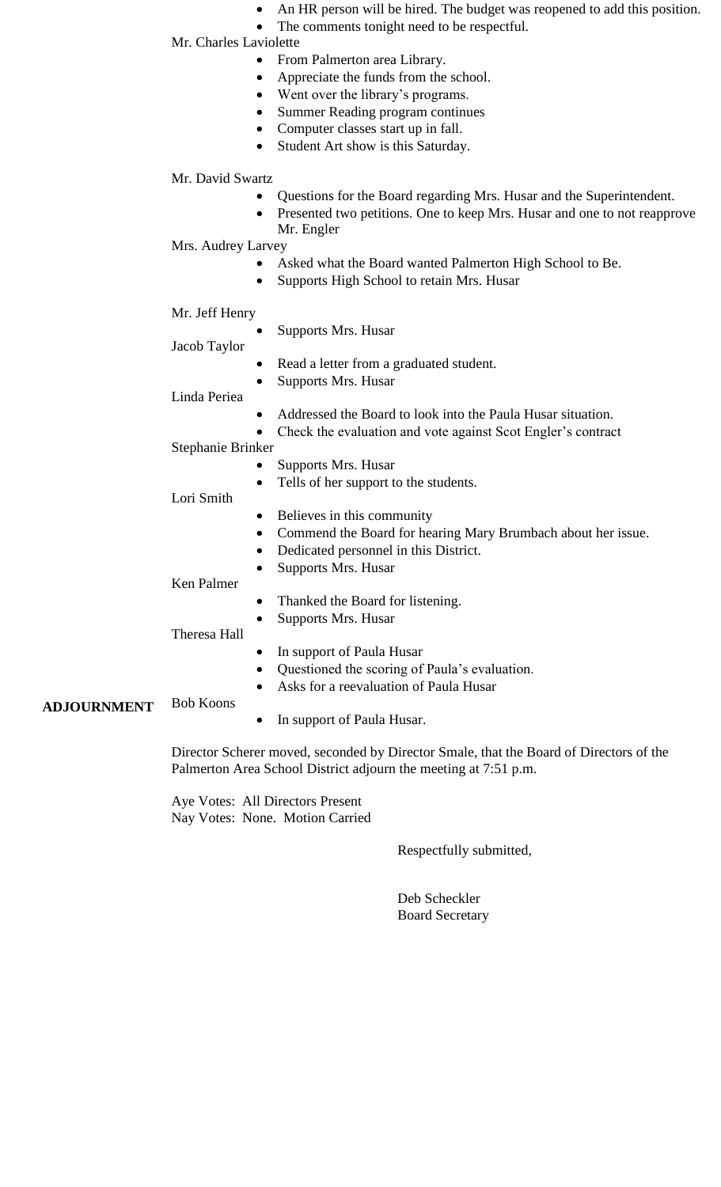- An HR person will be hired. The budget was reopened to add this position.
- The comments tonight need to be respectful.

Mr. Charles Laviolette

- From Palmerton area Library.
- Appreciate the funds from the school.
- Went over the library's programs.
- Summer Reading program continues
- Computer classes start up in fall.
- Student Art show is this Saturday.

Mr. David Swartz

- Questions for the Board regarding Mrs. Husar and the Superintendent.
- Presented two petitions. One to keep Mrs. Husar and one to not reapprove Mr. Engler

Mrs. Audrey Larvey

- Asked what the Board wanted Palmerton High School to Be.
- Supports High School to retain Mrs. Husar

Mr. Jeff Henry

- Supports Mrs. Husar

Jacob Taylor

- Read a letter from a graduated student.
- Supports Mrs. Husar

Linda Periea

- Addressed the Board to look into the Paula Husar situation.
- Check the evaluation and vote against Scot Engler's contract

Stephanie Brinker

- Supports Mrs. Husar
- Tells of her support to the students.

Lori Smith

- Believes in this community
- Commend the Board for hearing Mary Brumbach about her issue.
- Dedicated personnel in this District.
- Supports Mrs. Husar

Ken Palmer

- Thanked the Board for listening.
- Supports Mrs. Husar

Theresa Hall

- In support of Paula Husar
- Questioned the scoring of Paula's evaluation.
- Asks for a reevaluation of Paula Husar

Bob Koons

- In support of Paula Husar.

**ADJOURNMENT**

Director Scherer moved, seconded by Director Smale, that the Board of Directors of the Palmerton Area School District adjourn the meeting at 7:51 p.m.

Aye Votes: All Directors Present
Nay Votes: None. Motion Carried

Respectfully submitted,

Deb Scheckler
Board Secretary